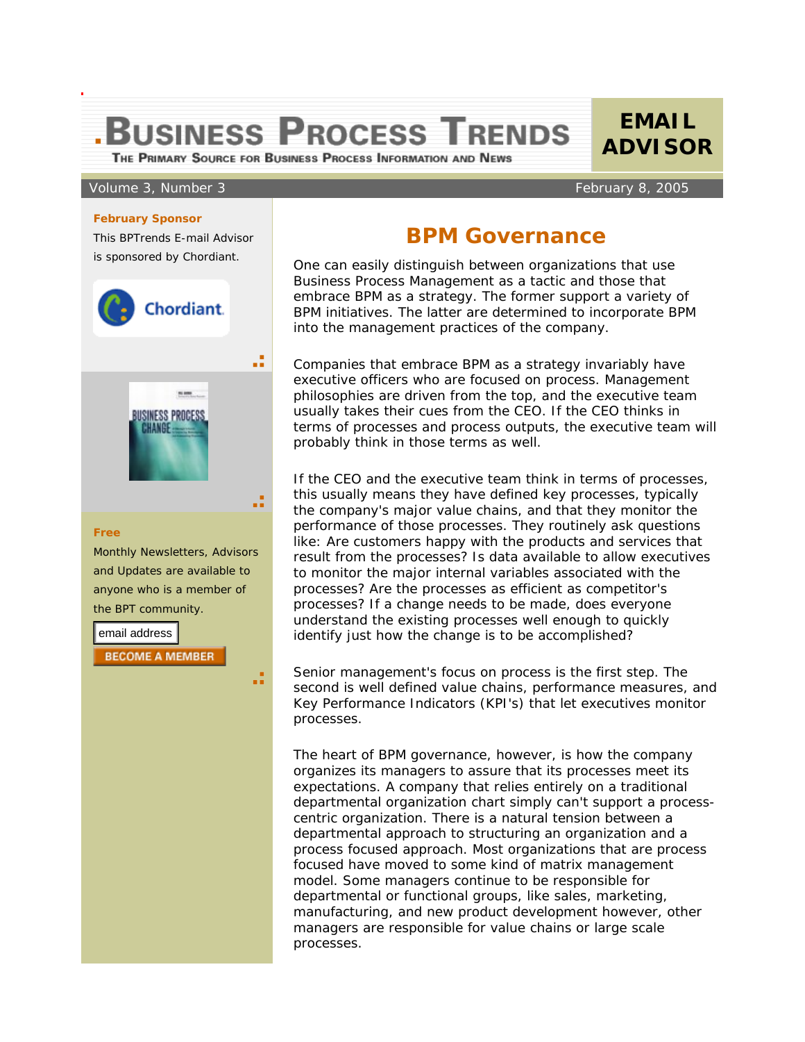# Business Process Trends

The Primary Source for Business Process Information and News

**EMAIL ADVISOR**

Volume 3, Number 3 — February 8, 2005

**February Sponsor**

This BPTrends E-mail Advisor is sponsored by Chordiant.

**Free**

Monthly Newsletters, Advisors and Updates are available to anyone who is a member of the BPT community.

email address

BECOME A MEMBER

## BPM Governance

One can easily distinguish between organizations that use Business Process Management as a tactic and those that embrace BPM as a strategy. The former support a variety of BPM initiatives. The latter are determined to incorporate BPM into the management practices of the company.

Companies that embrace BPM as a strategy invariably have executive officers who are focused on process. Management philosophies are driven from the top, and the executive team usually takes their cues from the CEO. If the CEO thinks in terms of processes and process outputs, the executive team will probably think in those terms as well.

If the CEO and the executive team think in terms of processes, this usually means they have defined key processes, typically the company's major value chains, and that they monitor the performance of those processes. They routinely ask questions like: Are customers happy with the products and services that result from the processes? Is data available to allow executives to monitor the major internal variables associated with the processes? Are the processes as efficient as competitor's processes? If a change needs to be made, does everyone understand the existing processes well enough to quickly identify just how the change is to be accomplished?

Senior management's focus on process is the first step. The second is well defined value chains, performance measures, and Key Performance Indicators (KPI's) that let executives monitor processes.

The heart of BPM governance, however, is how the company organizes its managers to assure that its processes meet its expectations. A company that relies entirely on a traditional departmental organization chart simply can't support a process-centric organization. There is a natural tension between a departmental approach to structuring an organization and a process focused approach. Most organizations that are process focused have moved to some kind of matrix management model. Some managers continue to be responsible for departmental or functional groups, like sales, marketing, manufacturing, and new product development however, other managers are responsible for value chains or large scale processes.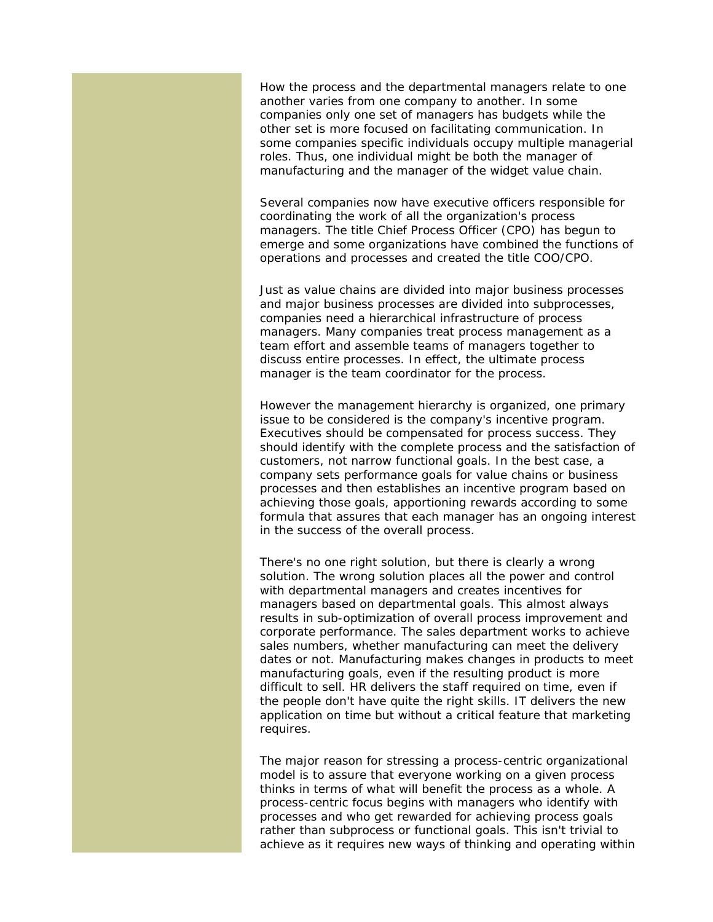How the process and the departmental managers relate to one another varies from one company to another. In some companies only one set of managers has budgets while the other set is more focused on facilitating communication. In some companies specific individuals occupy multiple managerial roles. Thus, one individual might be both the manager of manufacturing and the manager of the widget value chain.

Several companies now have executive officers responsible for coordinating the work of all the organization's process managers. The title Chief Process Officer (CPO) has begun to emerge and some organizations have combined the functions of operations and processes and created the title COO/CPO.

Just as value chains are divided into major business processes and major business processes are divided into subprocesses, companies need a hierarchical infrastructure of process managers. Many companies treat process management as a team effort and assemble teams of managers together to discuss entire processes. In effect, the ultimate process manager is the team coordinator for the process.

However the management hierarchy is organized, one primary issue to be considered is the company's incentive program. Executives should be compensated for process success. They should identify with the complete process and the satisfaction of customers, not narrow functional goals. In the best case, a company sets performance goals for value chains or business processes and then establishes an incentive program based on achieving those goals, apportioning rewards according to some formula that assures that each manager has an ongoing interest in the success of the overall process.

There's no one right solution, but there is clearly a wrong solution. The wrong solution places all the power and control with departmental managers and creates incentives for managers based on departmental goals. This almost always results in sub-optimization of overall process improvement and corporate performance. The sales department works to achieve sales numbers, whether manufacturing can meet the delivery dates or not. Manufacturing makes changes in products to meet manufacturing goals, even if the resulting product is more difficult to sell. HR delivers the staff required on time, even if the people don't have quite the right skills. IT delivers the new application on time but without a critical feature that marketing requires.

The major reason for stressing a process-centric organizational model is to assure that everyone working on a given process thinks in terms of what will benefit the process as a whole. A process-centric focus begins with managers who identify with processes and who get rewarded for achieving process goals rather than subprocess or functional goals. This isn't trivial to achieve as it requires new ways of thinking and operating within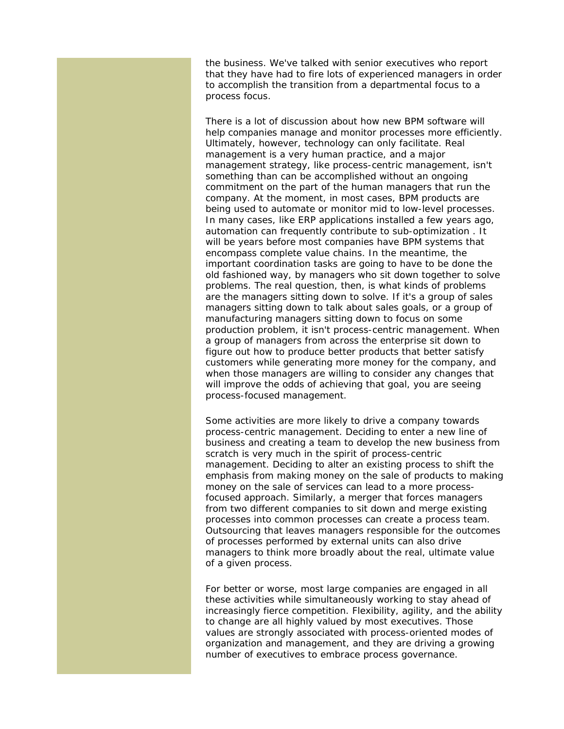the business. We've talked with senior executives who report that they have had to fire lots of experienced managers in order to accomplish the transition from a departmental focus to a process focus.

There is a lot of discussion about how new BPM software will help companies manage and monitor processes more efficiently. Ultimately, however, technology can only facilitate. Real management is a very human practice, and a major management strategy, like process-centric management, isn't something than can be accomplished without an ongoing commitment on the part of the human managers that run the company. At the moment, in most cases, BPM products are being used to automate or monitor mid to low-level processes. In many cases, like ERP applications installed a few years ago, automation can frequently contribute to sub-optimization . It will be years before most companies have BPM systems that encompass complete value chains. In the meantime, the important coordination tasks are going to have to be done the old fashioned way, by managers who sit down together to solve problems. The real question, then, is what kinds of problems are the managers sitting down to solve. If it's a group of sales managers sitting down to talk about sales goals, or a group of manufacturing managers sitting down to focus on some production problem, it isn't process-centric management. When a group of managers from across the enterprise sit down to figure out how to produce better products that better satisfy customers while generating more money for the company, and when those managers are willing to consider any changes that will improve the odds of achieving that goal, you are seeing process-focused management.

Some activities are more likely to drive a company towards process-centric management. Deciding to enter a new line of business and creating a team to develop the new business from scratch is very much in the spirit of process-centric management. Deciding to alter an existing process to shift the emphasis from making money on the sale of products to making money on the sale of services can lead to a more process-focused approach. Similarly, a merger that forces managers from two different companies to sit down and merge existing processes into common processes can create a process team. Outsourcing that leaves managers responsible for the outcomes of processes performed by external units can also drive managers to think more broadly about the real, ultimate value of a given process.

For better or worse, most large companies are engaged in all these activities while simultaneously working to stay ahead of increasingly fierce competition. Flexibility, agility, and the ability to change are all highly valued by most executives. Those values are strongly associated with process-oriented modes of organization and management, and they are driving a growing number of executives to embrace process governance.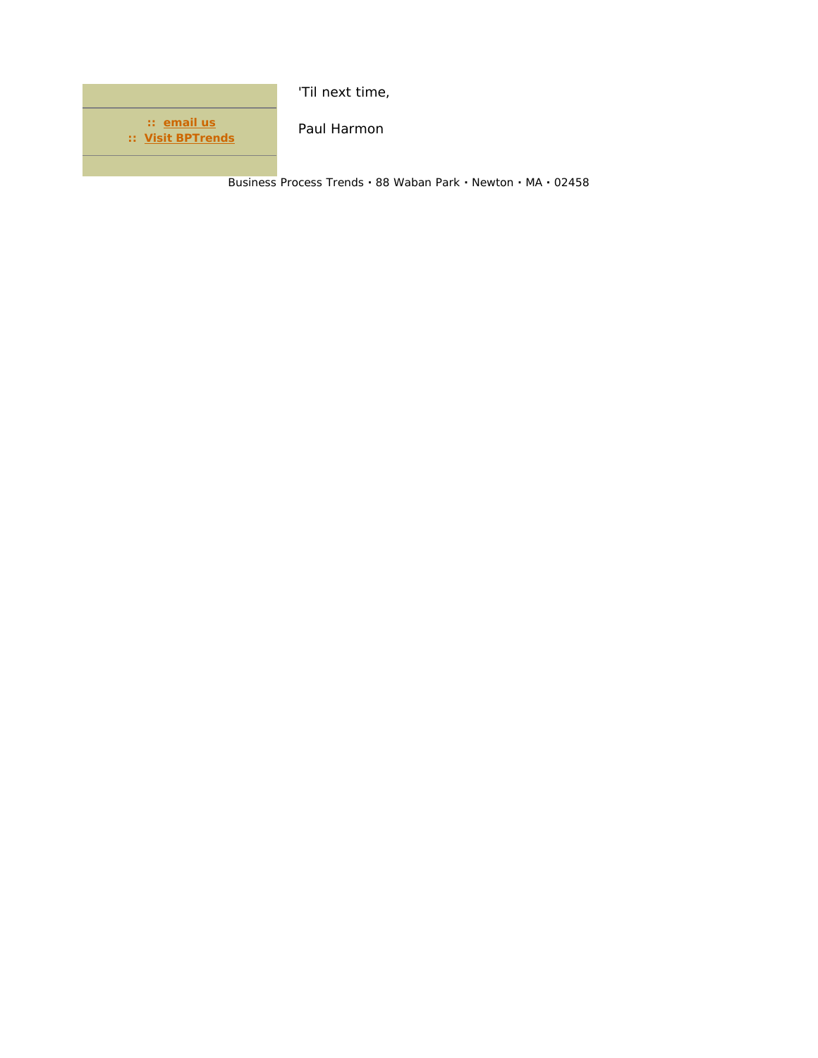:: **email us**
:: **Visit BPTrends**

'Til next time,

Paul Harmon

Business Process Trends · 88 Waban Park · Newton · MA · 02458